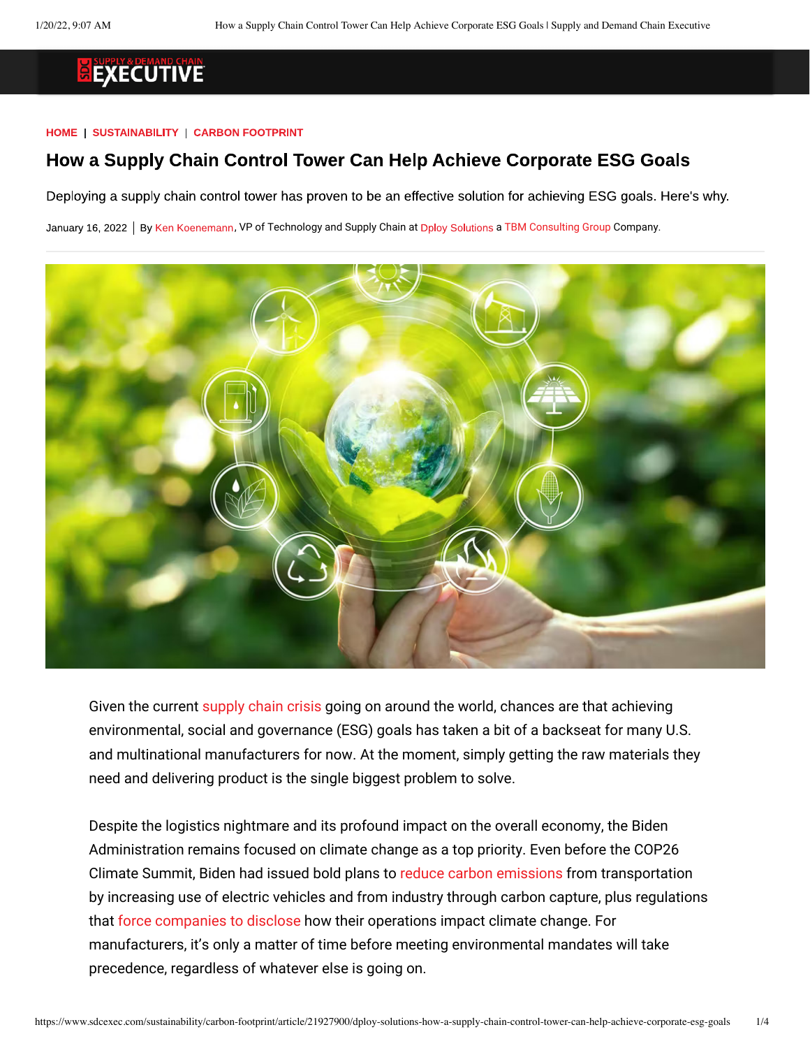HOME | SUSTAINABILITY | CARBON FOOTPRINT

# How a Supply Chain Control Tower Can Help Achieve Corporate ESG Goals

Deploying a supply chain control tower has proven to be an effective solution for achieving ESG goals. Here's why.

January 16, 2022 | By Ken Koenemann, VP of Technology and Supply Chain at Dploy Solutions a TBM Consulting Group Company.

Given the current supply chain crisis going on around the world, chances are that achieving environmental, social and governance (ESG) goals has taken a bit of a backseat for many U.S. and multinational manufacturers for now. At the moment, simply getting the raw materials they need and delivering product is the single biggest problem to solve.

Despite the logistics nightmare and its profound impact on the overall economy, the Biden Administration remains focused on climate change as a top priority. Even before the COP26 Climate Summit, Biden had issued bold plans to reduce carbon emissions from transportation by increasing use of electric vehicles and from industry through carbon capture, plus regulations that force companies to disclose how their operations impact climate change. For manufacturers, it's only a matter of time before meeting environmental mandates will take precedence, regardless of whatever else is going on.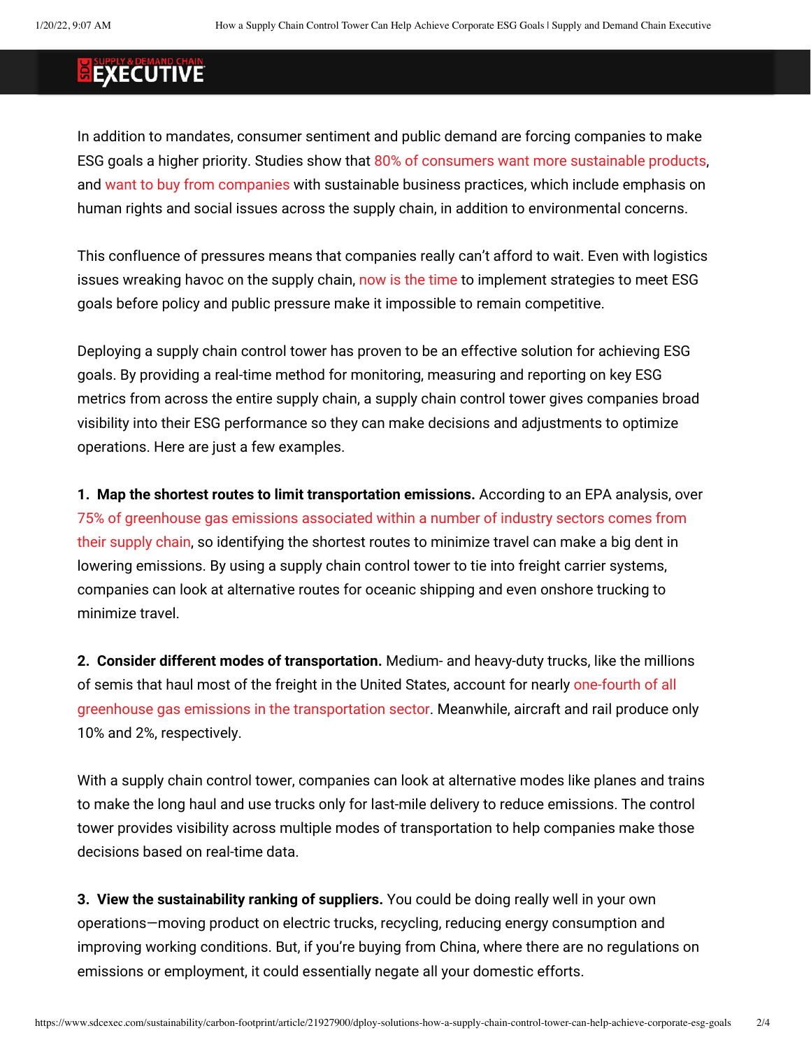In addition to mandates, consumer sentiment and public demand are forcing companies to make ESG goals a higher priority. Studies show that 80% of consumers want more sustainable products, and want to buy from companies with sustainable business practices, which include emphasis on human rights and social issues across the supply chain, in addition to environmental concerns.

This confluence of pressures means that companies really can't afford to wait. Even with logistics issues wreaking havoc on the supply chain, now is the time to implement strategies to meet ESG goals before policy and public pressure make it impossible to remain competitive.

Deploying a supply chain control tower has proven to be an effective solution for achieving ESG goals. By providing a real-time method for monitoring, measuring and reporting on key ESG metrics from across the entire supply chain, a supply chain control tower gives companies broad visibility into their ESG performance so they can make decisions and adjustments to optimize operations. Here are just a few examples.

**1. Map the shortest routes to limit transportation emissions.** According to an EPA analysis, over 75% of greenhouse gas emissions associated within a number of industry sectors comes from their supply chain, so identifying the shortest routes to minimize travel can make a big dent in lowering emissions. By using a supply chain control tower to tie into freight carrier systems, companies can look at alternative routes for oceanic shipping and even onshore trucking to minimize travel.

**2. Consider different modes of transportation.** Medium- and heavy-duty trucks, like the millions of semis that haul most of the freight in the United States, account for nearly one-fourth of all greenhouse gas emissions in the transportation sector. Meanwhile, aircraft and rail produce only 10% and 2%, respectively.

With a supply chain control tower, companies can look at alternative modes like planes and trains to make the long haul and use trucks only for last-mile delivery to reduce emissions. The control tower provides visibility across multiple modes of transportation to help companies make those decisions based on real-time data.

**3. View the sustainability ranking of suppliers.** You could be doing really well in your own operations—moving product on electric trucks, recycling, reducing energy consumption and improving working conditions. But, if you're buying from China, where there are no regulations on emissions or employment, it could essentially negate all your domestic efforts.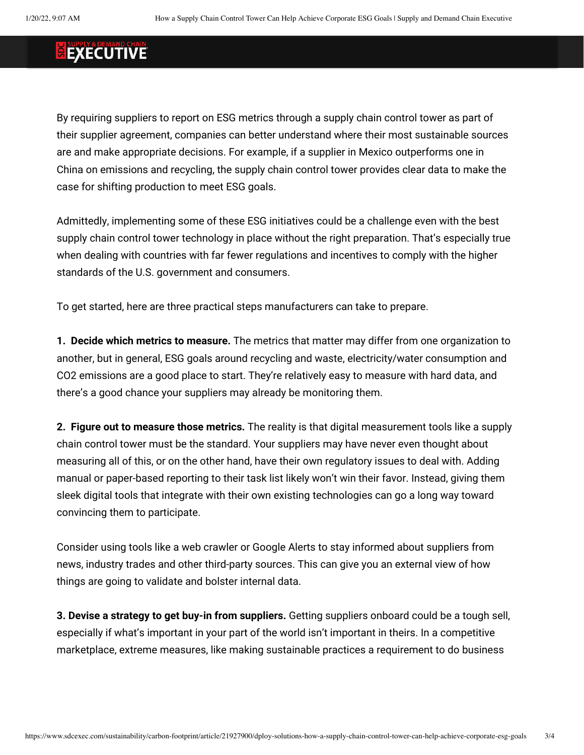By requiring suppliers to report on ESG metrics through a supply chain control tower as part of their supplier agreement, companies can better understand where their most sustainable sources are and make appropriate decisions. For example, if a supplier in Mexico outperforms one in China on emissions and recycling, the supply chain control tower provides clear data to make the case for shifting production to meet ESG goals.

Admittedly, implementing some of these ESG initiatives could be a challenge even with the best supply chain control tower technology in place without the right preparation. That's especially true when dealing with countries with far fewer regulations and incentives to comply with the higher standards of the U.S. government and consumers.

To get started, here are three practical steps manufacturers can take to prepare.

**1. Decide which metrics to measure.** The metrics that matter may differ from one organization to another, but in general, ESG goals around recycling and waste, electricity/water consumption and $CO_2$ emissions are a good place to start. They're relatively easy to measure with hard data, and there's a good chance your suppliers may already be monitoring them.

**2. Figure out to measure those metrics.** The reality is that digital measurement tools like a supply chain control tower must be the standard. Your suppliers may have never even thought about measuring all of this, or on the other hand, have their own regulatory issues to deal with. Adding manual or paper-based reporting to their task list likely won't win their favor. Instead, giving them sleek digital tools that integrate with their own existing technologies can go a long way toward convincing them to participate.

Consider using tools like a web crawler or Google Alerts to stay informed about suppliers from news, industry trades and other third-party sources. This can give you an external view of how things are going to validate and bolster internal data.

**3. Devise a strategy to get buy-in from suppliers.** Getting suppliers onboard could be a tough sell, especially if what's important in your part of the world isn't important in theirs. In a competitive marketplace, extreme measures, like making sustainable practices a requirement to do business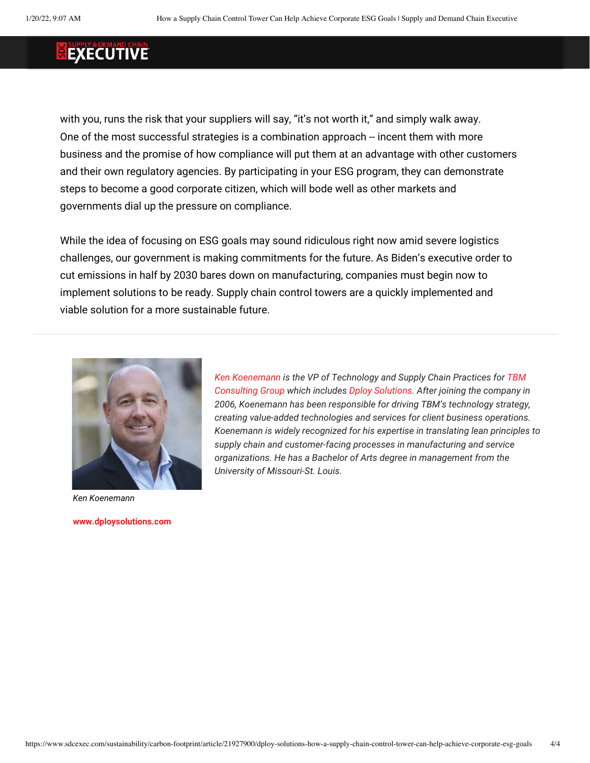with you, runs the risk that your suppliers will say, "it's not worth it," and simply walk away. One of the most successful strategies is a combination approach -- incent them with more business and the promise of how compliance will put them at an advantage with other customers and their own regulatory agencies. By participating in your ESG program, they can demonstrate steps to become a good corporate citizen, which will bode well as other markets and governments dial up the pressure on compliance.

While the idea of focusing on ESG goals may sound ridiculous right now amid severe logistics challenges, our government is making commitments for the future. As Biden's executive order to cut emissions in half by 2030 bares down on manufacturing, companies must begin now to implement solutions to be ready. Supply chain control towers are a quickly implemented and viable solution for a more sustainable future.

---

*Ken Koenemann*

**www.dploysolutions.com**

*Ken Koenemann is the VP of Technology and Supply Chain Practices for TBM Consulting Group which includes Dploy Solutions. After joining the company in 2006, Koenemann has been responsible for driving TBM's technology strategy, creating value-added technologies and services for client business operations. Koenemann is widely recognized for his expertise in translating lean principles to supply chain and customer-facing processes in manufacturing and service organizations. He has a Bachelor of Arts degree in management from the University of Missouri-St. Louis.*